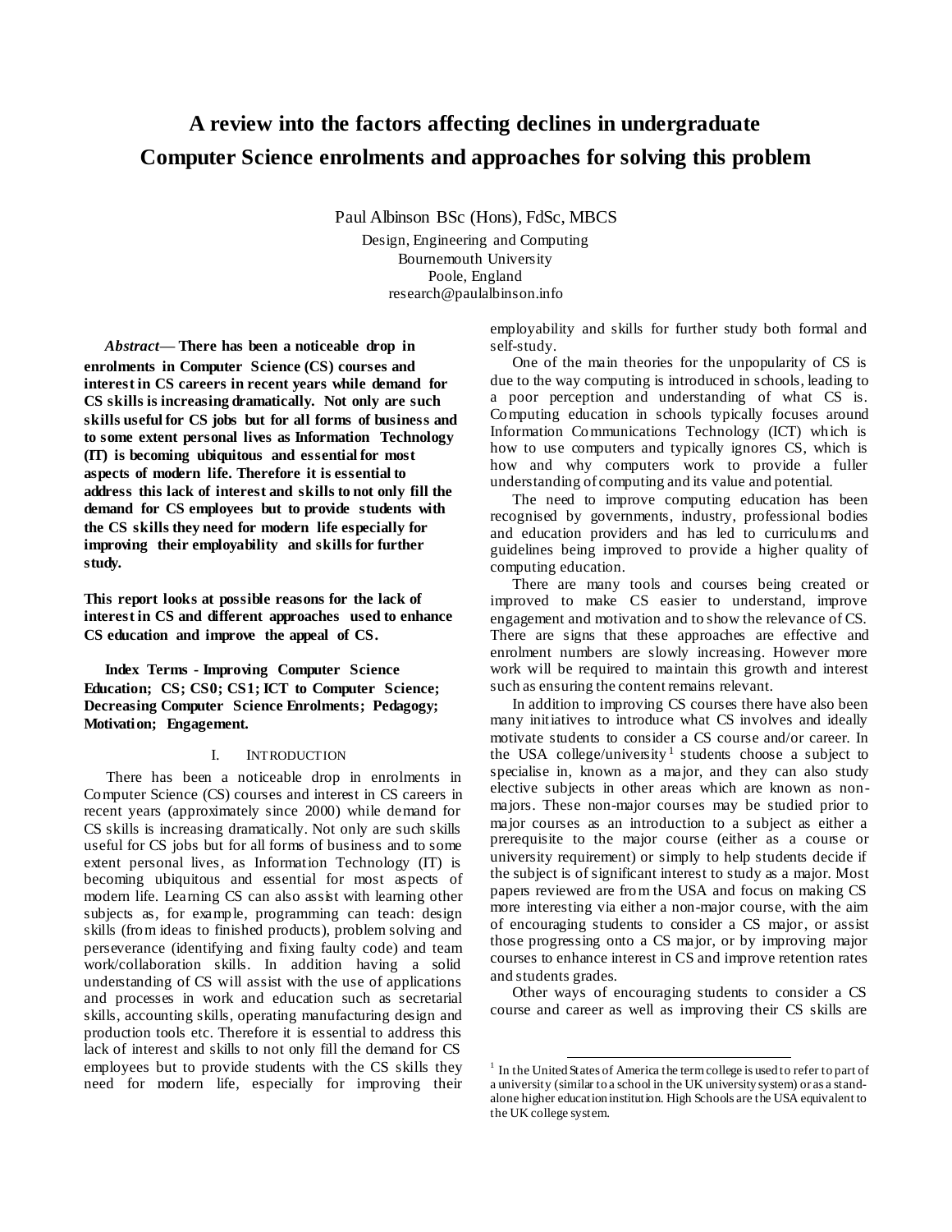# A review into the factors affecting declines in undergraduate Computer Science enrolments and approaches for solving this problem

Paul Albinson BSc (Hons), FdSc, MBCS

Design, Engineering and Computing
Bournemouth University
Poole, England
research@paulalbinson.info

***Abstract*— There has been a noticeable drop in enrolments in Computer Science (CS) courses and interest in CS careers in recent years while demand for CS skills is increasing dramatically. Not only are such skills useful for CS jobs but for all forms of business and to some extent personal lives as Information Technology (IT) is becoming ubiquitous and essential for most aspects of modern life. Therefore it is essential to address this lack of interest and skills to not only fill the demand for CS employees but to provide students with the CS skills they need for modern life especially for improving their employability and skills for further study.**

**This report looks at possible reasons for the lack of interest in CS and different approaches used to enhance CS education and improve the appeal of CS.**

**Index Terms - Improving Computer Science Education; CS; CS0; CS1; ICT to Computer Science; Decreasing Computer Science Enrolments; Pedagogy; Motivation; Engagement.**

## I. Introduction

There has been a noticeable drop in enrolments in Computer Science (CS) courses and interest in CS careers in recent years (approximately since 2000) while demand for CS skills is increasing dramatically. Not only are such skills useful for CS jobs but for all forms of business and to some extent personal lives, as Information Technology (IT) is becoming ubiquitous and essential for most aspects of modern life. Learning CS can also assist with learning other subjects as, for example, programming can teach: design skills (from ideas to finished products), problem solving and perseverance (identifying and fixing faulty code) and team work/collaboration skills. In addition having a solid understanding of CS will assist with the use of applications and processes in work and education such as secretarial skills, accounting skills, operating manufacturing design and production tools etc. Therefore it is essential to address this lack of interest and skills to not only fill the demand for CS employees but to provide students with the CS skills they need for modern life, especially for improving their employability and skills for further study both formal and self-study.

One of the main theories for the unpopularity of CS is due to the way computing is introduced in schools, leading to a poor perception and understanding of what CS is. Computing education in schools typically focuses around Information Communications Technology (ICT) which is how to use computers and typically ignores CS, which is how and why computers work to provide a fuller understanding of computing and its value and potential.

The need to improve computing education has been recognised by governments, industry, professional bodies and education providers and has led to curriculums and guidelines being improved to provide a higher quality of computing education.

There are many tools and courses being created or improved to make CS easier to understand, improve engagement and motivation and to show the relevance of CS. There are signs that these approaches are effective and enrolment numbers are slowly increasing. However more work will be required to maintain this growth and interest such as ensuring the content remains relevant.

In addition to improving CS courses there have also been many initiatives to introduce what CS involves and ideally motivate students to consider a CS course and/or career. In the USA college/university [1] students choose a subject to specialise in, known as a major, and they can also study elective subjects in other areas which are known as non-majors. These non-major courses may be studied prior to major courses as an introduction to a subject as either a prerequisite to the major course (either as a course or university requirement) or simply to help students decide if the subject is of significant interest to study as a major. Most papers reviewed are from the USA and focus on making CS more interesting via either a non-major course, with the aim of encouraging students to consider a CS major, or assist those progressing onto a CS major, or by improving major courses to enhance interest in CS and improve retention rates and students grades.

Other ways of encouraging students to consider a CS course and career as well as improving their CS skills are

[1] In the United States of America the term college is used to refer to part of a university (similar to a school in the UK university system) or as a stand-alone higher education institution. High Schools are the USA equivalent to the UK college system.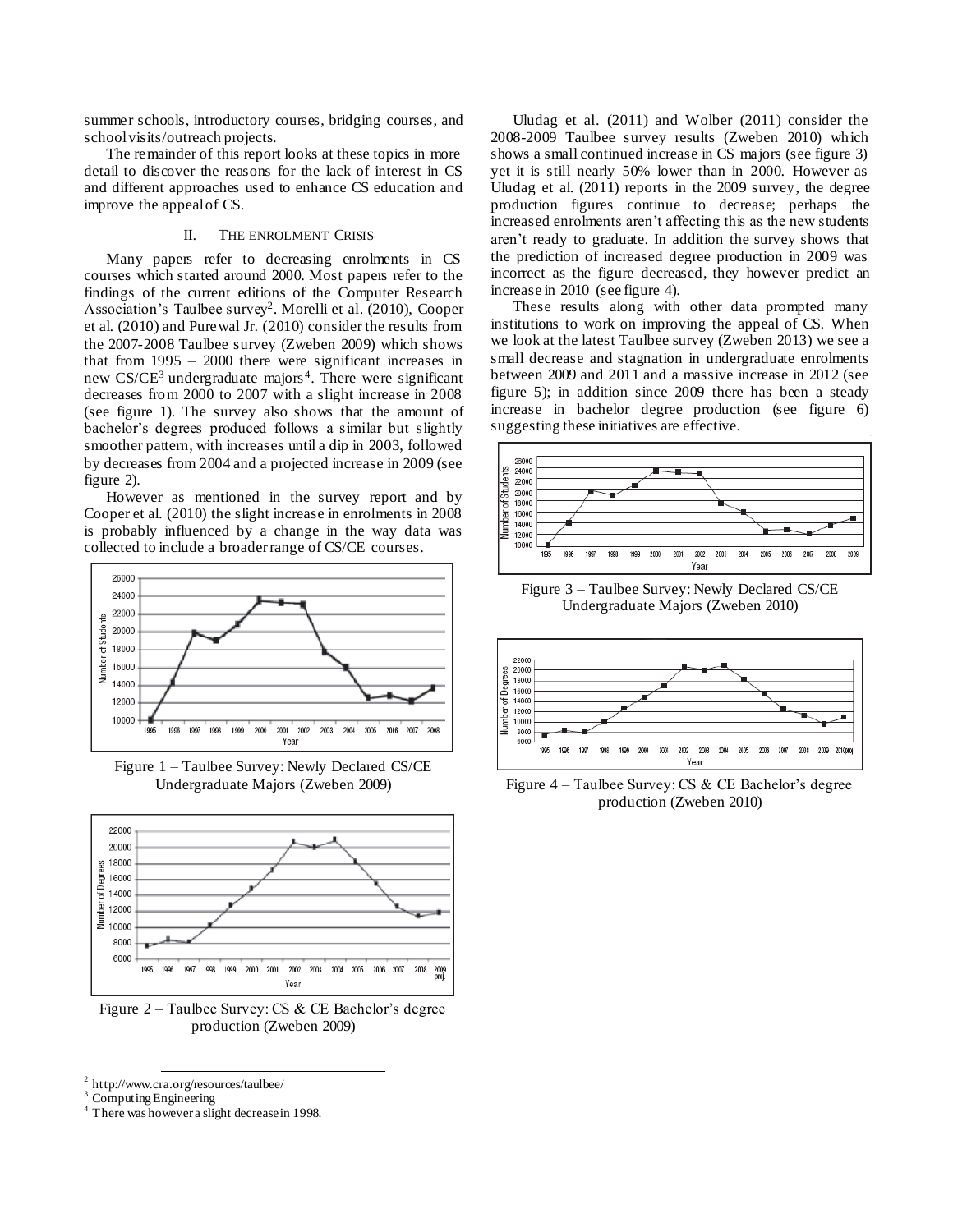summer schools, introductory courses, bridging courses, and school visits/outreach projects.

The remainder of this report looks at these topics in more detail to discover the reasons for the lack of interest in CS and different approaches used to enhance CS education and improve the appeal of CS.

## II. The Enrolment Crisis

Many papers refer to decreasing enrolments in CS courses which started around 2000. Most papers refer to the findings of the current editions of the Computer Research Association's Taulbee survey[2]. Morelli et al. (2010), Cooper et al. (2010) and Purewal Jr. (2010) consider the results from the 2007-2008 Taulbee survey (Zweben 2009) which shows that from 1995 – 2000 there were significant increases in new CS/CE[3] undergraduate majors[4]. There were significant decreases from 2000 to 2007 with a slight increase in 2008 (see figure 1). The survey also shows that the amount of bachelor's degrees produced follows a similar but slightly smoother pattern, with increases until a dip in 2003, followed by decreases from 2004 and a projected increase in 2009 (see figure 2).

However as mentioned in the survey report and by Cooper et al. (2010) the slight increase in enrolments in 2008 is probably influenced by a change in the way data was collected to include a broader range of CS/CE courses.

26000
24000
22000
20000
18000
16000
14000
12000
10000
Number of Students
1995 1996 1997 1998 1999 2000 2001 2002 2003 2004 2005 2006 2007 2008
Year

Figure 1 – Taulbee Survey: Newly Declared CS/CE Undergraduate Majors (Zweben 2009)

22000
20000
18000
16000
14000
12000
10000
8000
6000
Number of Degrees
1995 1996 1997 1998 1999 2000 2001 2002 2003 2004 2005 2006 2007 2008 2009 proj.
Year

Figure 2 – Taulbee Survey: CS & CE Bachelor's degree production (Zweben 2009)

Uludag et al. (2011) and Wolber (2011) consider the 2008-2009 Taulbee survey results (Zweben 2010) which shows a small continued increase in CS majors (see figure 3) yet it is still nearly 50% lower than in 2000. However as Uludag et al. (2011) reports in the 2009 survey, the degree production figures continue to decrease; perhaps the increased enrolments aren't affecting this as the new students aren't ready to graduate. In addition the survey shows that the prediction of increased degree production in 2009 was incorrect as the figure decreased, they however predict an increase in 2010 (see figure 4).

These results along with other data prompted many institutions to work on improving the appeal of CS. When we look at the latest Taulbee survey (Zweben 2013) we see a small decrease and stagnation in undergraduate enrolments between 2009 and 2011 and a massive increase in 2012 (see figure 5); in addition since 2009 there has been a steady increase in bachelor degree production (see figure 6) suggesting these initiatives are effective.

25000
24000
22000
20000
18000
16000
14000
12000
10000
Number of Students
1995 1996 1997 1998 1999 2000 2001 2002 2003 2004 2005 2006 2007 2008 2009
Year

Figure 3 – Taulbee Survey: Newly Declared CS/CE Undergraduate Majors (Zweben 2010)

22000
20000
18000
16000
14000
12000
10000
8000
6000
Number of Degrees
1995 1996 1997 1998 1999 2000 2001 2002 2003 2004 2005 2006 2007 2008 2009 2010(proj)
Year

Figure 4 – Taulbee Survey: CS & CE Bachelor's degree production (Zweben 2010)

[2] http://www.cra.org/resources/taulbee/

[3] Computing Engineering

[4] There was however a slight decrease in 1998.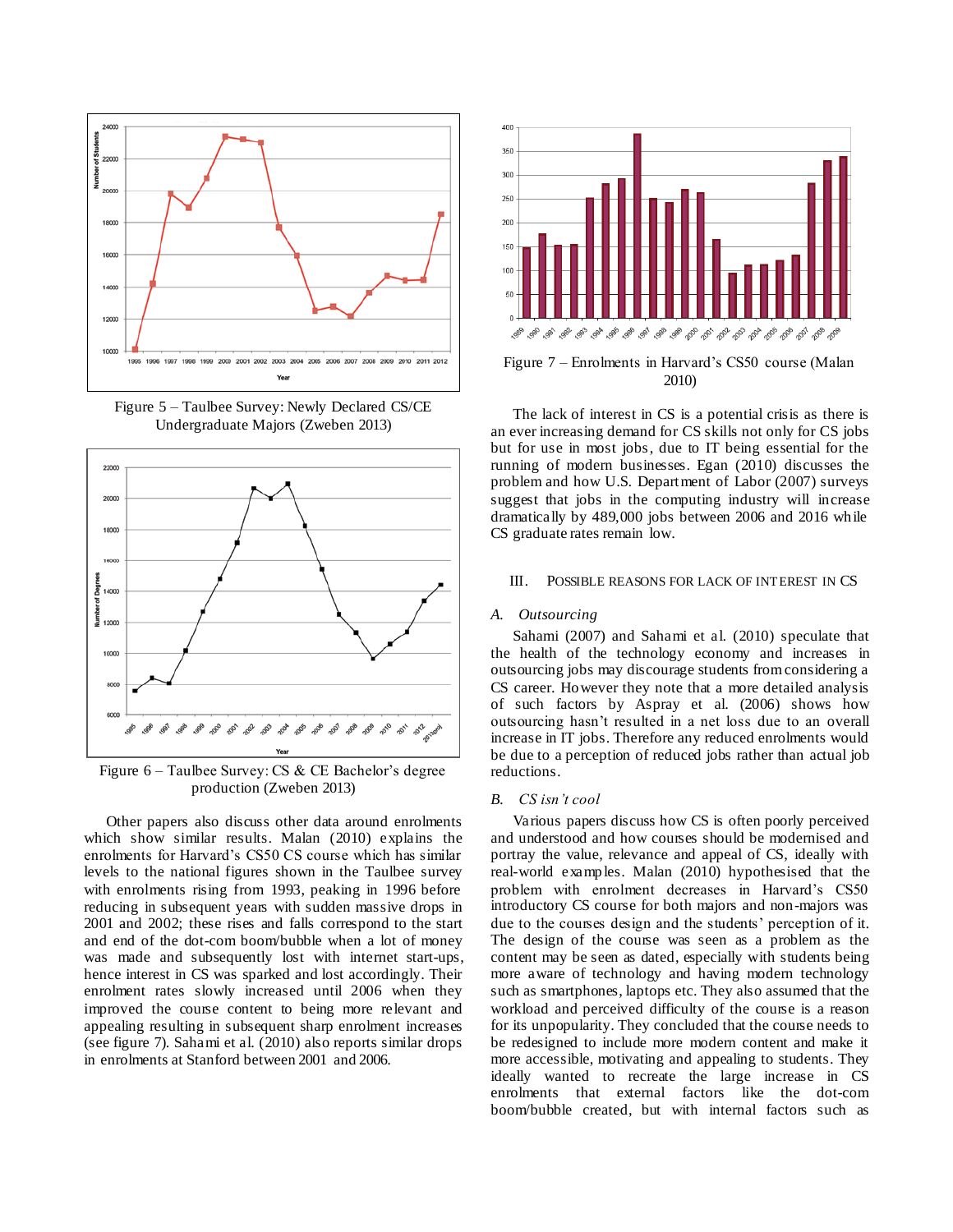24000
22000
20000
18000
16000
14000
12000
10000

Number of Students

1995 1996 1997 1998 1999 2000 2001 2002 2003 2004 2005 2006 2007 2008 2009 2010 2011 2012

Year

Figure 5 – Taulbee Survey: Newly Declared CS/CE Undergraduate Majors (Zweben 2013)

22000
20000
18000
16000
14000
12000
10000
8000
6000

Number of Degrees

1995 1996 1997 1998 1999 2000 2001 2002 2003 2004 2005 2006 2007 2008 2009 2010 2011 2012 2013(proj)

Year

Figure 6 – Taulbee Survey: CS & CE Bachelor's degree production (Zweben 2013)

Other papers also discuss other data around enrolments which show similar results. Malan (2010) explains the enrolments for Harvard's CS50 CS course which has similar levels to the national figures shown in the Taulbee survey with enrolments rising from 1993, peaking in 1996 before reducing in subsequent years with sudden massive drops in 2001 and 2002; these rises and falls correspond to the start and end of the dot-com boom/bubble when a lot of money was made and subsequently lost with internet start-ups, hence interest in CS was sparked and lost accordingly. Their enrolment rates slowly increased until 2006 when they improved the course content to being more relevant and appealing resulting in subsequent sharp enrolment increases (see figure 7). Sahami et al. (2010) also reports similar drops in enrolments at Stanford between 2001 and 2006.

400
350
300
250
200
150
100
50
0

1989 1990 1991 1992 1993 1994 1995 1996 1997 1998 1999 2000 2001 2002 2003 2004 2005 2006 2007 2008 2009

Figure 7 – Enrolments in Harvard's CS50 course (Malan 2010)

The lack of interest in CS is a potential crisis as there is an ever increasing demand for CS skills not only for CS jobs but for use in most jobs, due to IT being essential for the running of modern businesses. Egan (2010) discusses the problem and how U.S. Department of Labor (2007) surveys suggest that jobs in the computing industry will increase dramatically by 489,000 jobs between 2006 and 2016 while CS graduate rates remain low.

## III. Possible Reasons for Lack of Interest in CS

### *A. Outsourcing*

Sahami (2007) and Sahami et al. (2010) speculate that the health of the technology economy and increases in outsourcing jobs may discourage students from considering a CS career. However they note that a more detailed analysis of such factors by Aspray et al. (2006) shows how outsourcing hasn't resulted in a net loss due to an overall increase in IT jobs. Therefore any reduced enrolments would be due to a perception of reduced jobs rather than actual job reductions.

### *B. CS isn't cool*

Various papers discuss how CS is often poorly perceived and understood and how courses should be modernised and portray the value, relevance and appeal of CS, ideally with real-world examples. Malan (2010) hypothesised that the problem with enrolment decreases in Harvard's CS50 introductory CS course for both majors and non-majors was due to the courses design and the students' perception of it. The design of the course was seen as a problem as the content may be seen as dated, especially with students being more aware of technology and having modern technology such as smartphones, laptops etc. They also assumed that the workload and perceived difficulty of the course is a reason for its unpopularity. They concluded that the course needs to be redesigned to include more modern content and make it more accessible, motivating and appealing to students. They ideally wanted to recreate the large increase in CS enrolments that external factors like the dot-com boom/bubble created, but with internal factors such as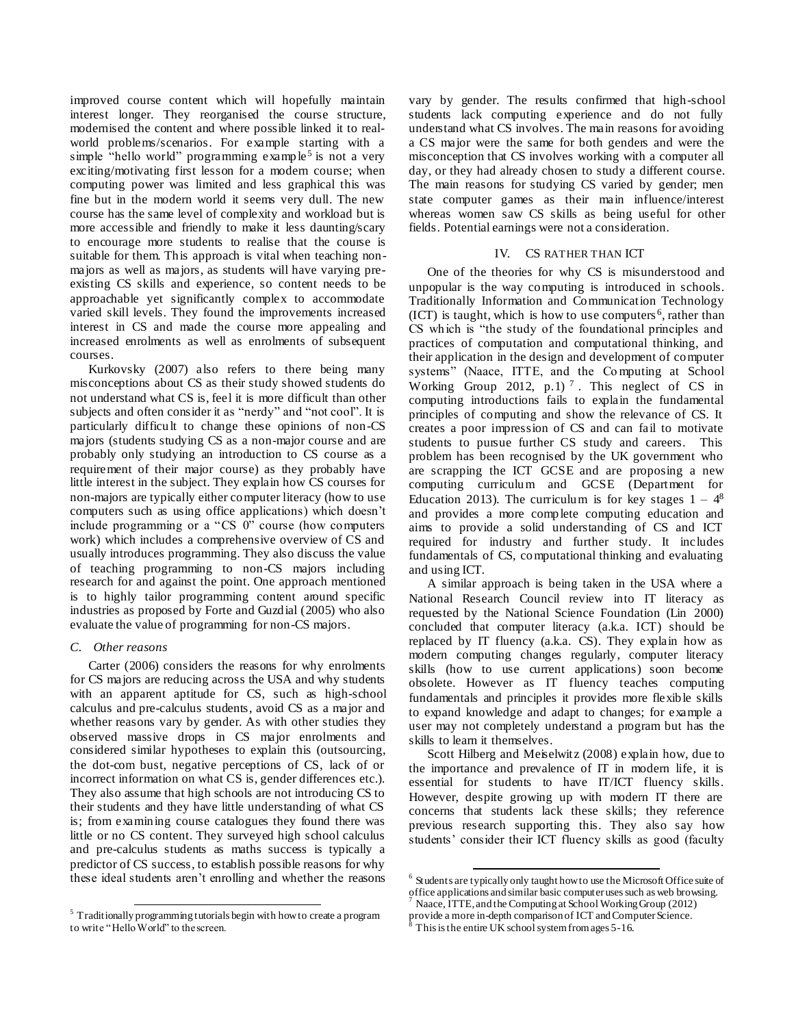improved course content which will hopefully maintain interest longer. They reorganised the course structure, modernised the content and where possible linked it to real-world problems/scenarios. For example starting with a simple "hello world" programming example[5] is not a very exciting/motivating first lesson for a modern course; when computing power was limited and less graphical this was fine but in the modern world it seems very dull. The new course has the same level of complexity and workload but is more accessible and friendly to make it less daunting/scary to encourage more students to realise that the course is suitable for them. This approach is vital when teaching non-majors as well as majors, as students will have varying pre-existing CS skills and experience, so content needs to be approachable yet significantly complex to accommodate varied skill levels. They found the improvements increased interest in CS and made the course more appealing and increased enrolments as well as enrolments of subsequent courses.

Kurkovsky (2007) also refers to there being many misconceptions about CS as their study showed students do not understand what CS is, feel it is more difficult than other subjects and often consider it as "nerdy" and "not cool". It is particularly difficult to change these opinions of non-CS majors (students studying CS as a non-major course and are probably only studying an introduction to CS course as a requirement of their major course) as they probably have little interest in the subject. They explain how CS courses for non-majors are typically either computer literacy (how to use computers such as using office applications) which doesn't include programming or a "CS 0" course (how computers work) which includes a comprehensive overview of CS and usually introduces programming. They also discuss the value of teaching programming to non-CS majors including research for and against the point. One approach mentioned is to highly tailor programming content around specific industries as proposed by Forte and Guzdial (2005) who also evaluate the value of programming for non-CS majors.

### *C. Other reasons*

Carter (2006) considers the reasons for why enrolments for CS majors are reducing across the USA and why students with an apparent aptitude for CS, such as high-school calculus and pre-calculus students, avoid CS as a major and whether reasons vary by gender. As with other studies they observed massive drops in CS major enrolments and considered similar hypotheses to explain this (outsourcing, the dot-com bust, negative perceptions of CS, lack of or incorrect information on what CS is, gender differences etc.). They also assume that high schools are not introducing CS to their students and they have little understanding of what CS is; from examining course catalogues they found there was little or no CS content. They surveyed high school calculus and pre-calculus students as maths success is typically a predictor of CS success, to establish possible reasons for why these ideal students aren't enrolling and whether the reasons vary by gender. The results confirmed that high-school students lack computing experience and do not fully understand what CS involves. The main reasons for avoiding a CS major were the same for both genders and were the misconception that CS involves working with a computer all day, or they had already chosen to study a different course. The main reasons for studying CS varied by gender; men state computer games as their main influence/interest whereas women saw CS skills as being useful for other fields. Potential earnings were not a consideration.

## IV. CS RATHER THAN ICT

One of the theories for why CS is misunderstood and unpopular is the way computing is introduced in schools. Traditionally Information and Communication Technology (ICT) is taught, which is how to use computers[6], rather than CS which is "the study of the foundational principles and practices of computation and computational thinking, and their application in the design and development of computer systems" (Naace, ITTE, and the Computing at School Working Group 2012, p.1)[7]. This neglect of CS in computing introductions fails to explain the fundamental principles of computing and show the relevance of CS. It creates a poor impression of CS and can fail to motivate students to pursue further CS study and careers. This problem has been recognised by the UK government who are scrapping the ICT GCSE and are proposing a new computing curriculum and GCSE (Department for Education 2013). The curriculum is for key stages 1 – 4[8] and provides a more complete computing education and aims to provide a solid understanding of CS and ICT required for industry and further study. It includes fundamentals of CS, computational thinking and evaluating and using ICT.

A similar approach is being taken in the USA where a National Research Council review into IT literacy as requested by the National Science Foundation (Lin 2000) concluded that computer literacy (a.k.a. ICT) should be replaced by IT fluency (a.k.a. CS). They explain how as modern computing changes regularly, computer literacy skills (how to use current applications) soon become obsolete. However as IT fluency teaches computing fundamentals and principles it provides more flexible skills to expand knowledge and adapt to changes; for example a user may not completely understand a program but has the skills to learn it themselves.

Scott Hilberg and Meiselwitz (2008) explain how, due to the importance and prevalence of IT in modern life, it is essential for students to have IT/ICT fluency skills. However, despite growing up with modern IT there are concerns that students lack these skills; they reference previous research supporting this. They also say how students' consider their ICT fluency skills as good (faculty

---

[5] Traditionally programming tutorials begin with how to create a program to write "Hello World" to the screen.

[6] Students are typically only taught how to use the Microsoft Office suite of office applications and similar basic computer uses such as web browsing.

[7] Naace, ITTE, and the Computing at School Working Group (2012) provide a more in-depth comparison of ICT and Computer Science.

[8] This is the entire UK school system from ages 5-16.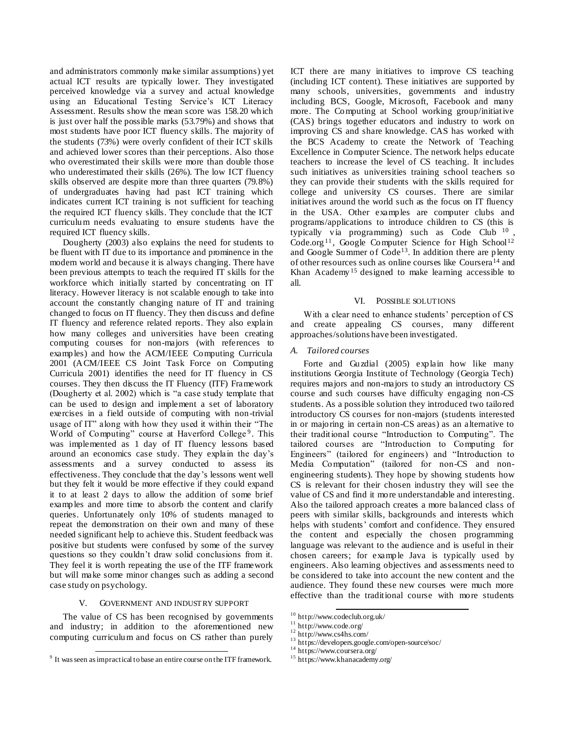and administrators commonly make similar assumptions) yet actual ICT results are typically lower. They investigated perceived knowledge via a survey and actual knowledge using an Educational Testing Service's ICT Literacy Assessment. Results show the mean score was 158.20 which is just over half the possible marks (53.79%) and shows that most students have poor ICT fluency skills. The majority of the students (73%) were overly confident of their ICT skills and achieved lower scores than their perceptions. Also those who overestimated their skills were more than double those who underestimated their skills (26%). The low ICT fluency skills observed are despite more than three quarters (79.8%) of undergraduates having had past ICT training which indicates current ICT training is not sufficient for teaching the required ICT fluency skills. They conclude that the ICT curriculum needs evaluating to ensure students have the required ICT fluency skills.

Dougherty (2003) also explains the need for students to be fluent with IT due to its importance and prominence in the modern world and because it is always changing. There have been previous attempts to teach the required IT skills for the workforce which initially started by concentrating on IT literacy. However literacy is not scalable enough to take into account the constantly changing nature of IT and training changed to focus on IT fluency. They then discuss and define IT fluency and reference related reports. They also explain how many colleges and universities have been creating computing courses for non-majors (with references to examples) and how the ACM/IEEE Computing Curricula 2001 (ACM/IEEE CS Joint Task Force on Computing Curricula 2001) identifies the need for IT fluency in CS courses. They then discuss the IT Fluency (ITF) Framework (Dougherty et al. 2002) which is "a case study template that can be used to design and implement a set of laboratory exercises in a field outside of computing with non-trivial usage of IT" along with how they used it within their "The World of Computing" course at Haverford College[9]. This was implemented as 1 day of IT fluency lessons based around an economics case study. They explain the day's assessments and a survey conducted to assess its effectiveness. They conclude that the day's lessons went well but they felt it would be more effective if they could expand it to at least 2 days to allow the addition of some brief examples and more time to absorb the content and clarify queries. Unfortunately only 10% of students managed to repeat the demonstration on their own and many of these needed significant help to achieve this. Student feedback was positive but students were confused by some of the survey questions so they couldn't draw solid conclusions from it. They feel it is worth repeating the use of the ITF framework but will make some minor changes such as adding a second case study on psychology.

## V. Government and Industry Support

The value of CS has been recognised by governments and industry; in addition to the aforementioned new computing curriculum and focus on CS rather than purely ICT there are many initiatives to improve CS teaching (including ICT content). These initiatives are supported by many schools, universities, governments and industry including BCS, Google, Microsoft, Facebook and many more. The Computing at School working group/initiative (CAS) brings together educators and industry to work on improving CS and share knowledge. CAS has worked with the BCS Academy to create the Network of Teaching Excellence in Computer Science. The network helps educate teachers to increase the level of CS teaching. It includes such initiatives as universities training school teachers so they can provide their students with the skills required for college and university CS courses. There are similar initiatives around the world such as the focus on IT fluency in the USA. Other examples are computer clubs and programs/applications to introduce children to CS (this is typically via programming) such as Code Club[10], Code.org[11], Google Computer Science for High School[12] and Google Summer of Code[13]. In addition there are plenty of other resources such as online courses like Coursera[14] and Khan Academy[15] designed to make learning accessible to all.

## VI. Possible Solutions

With a clear need to enhance students' perception of CS and create appealing CS courses, many different approaches/solutions have been investigated.

### A. *Tailored courses*

Forte and Guzdial (2005) explain how like many institutions Georgia Institute of Technology (Georgia Tech) requires majors and non-majors to study an introductory CS course and such courses have difficulty engaging non-CS students. As a possible solution they introduced two tailored introductory CS courses for non-majors (students interested in or majoring in certain non-CS areas) as an alternative to their traditional course "Introduction to Computing". The tailored courses are "Introduction to Computing for Engineers" (tailored for engineers) and "Introduction to Media Computation" (tailored for non-CS and non-engineering students). They hope by showing students how CS is relevant for their chosen industry they will see the value of CS and find it more understandable and interesting. Also the tailored approach creates a more balanced class of peers with similar skills, backgrounds and interests which helps with students' comfort and confidence. They ensured the content and especially the chosen programming language was relevant to the audience and is useful in their chosen careers; for example Java is typically used by engineers. Also learning objectives and assessments need to be considered to take into account the new content and the audience. They found these new courses were much more effective than the traditional course with more students

[9] It was seen as impractical to base an entire course on the ITF framework.

[10] http://www.codeclub.org.uk/

[11] http://www.code.org/

[12] http://www.cs4hs.com/

[13] https://developers.google.com/open-source/soc/

[14] https://www.coursera.org/

[15] https://www.khanacademy.org/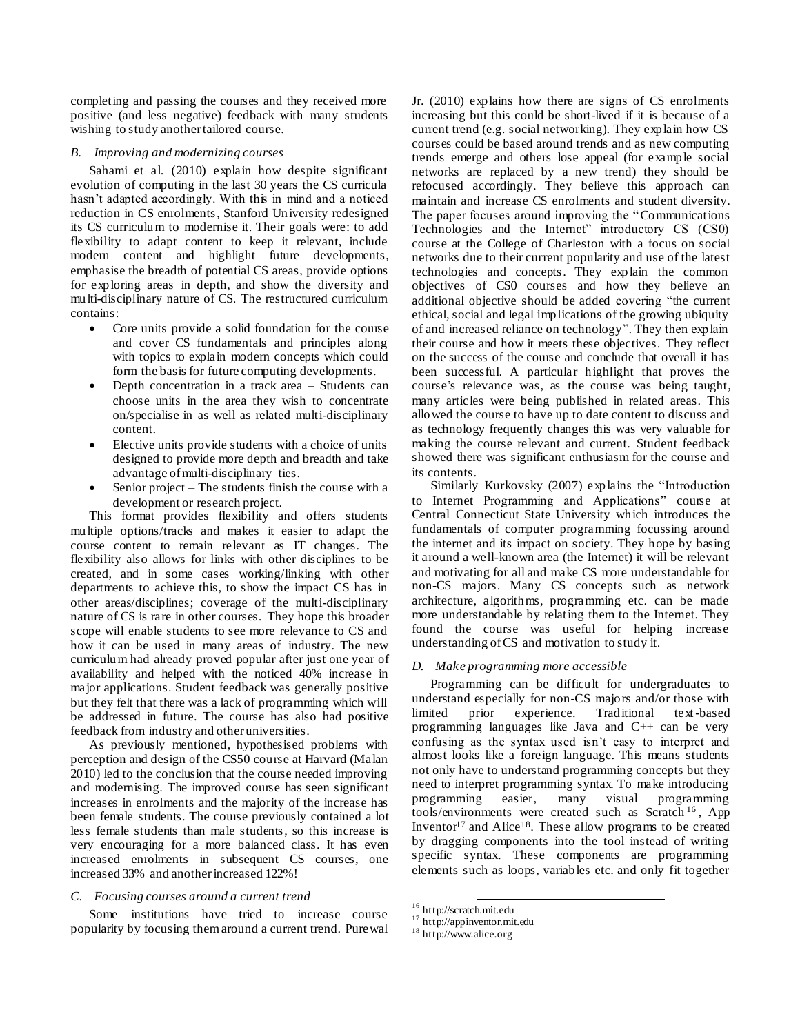completing and passing the courses and they received more positive (and less negative) feedback with many students wishing to study another tailored course.

### *B. Improving and modernizing courses*

Sahami et al. (2010) explain how despite significant evolution of computing in the last 30 years the CS curricula hasn't adapted accordingly. With this in mind and a noticed reduction in CS enrolments, Stanford University redesigned its CS curriculum to modernise it. Their goals were: to add flexibility to adapt content to keep it relevant, include modern content and highlight future developments, emphasise the breadth of potential CS areas, provide options for exploring areas in depth, and show the diversity and multi-disciplinary nature of CS. The restructured curriculum contains:

- Core units provide a solid foundation for the course and cover CS fundamentals and principles along with topics to explain modern concepts which could form the basis for future computing developments.
- Depth concentration in a track area – Students can choose units in the area they wish to concentrate on/specialise in as well as related multi-disciplinary content.
- Elective units provide students with a choice of units designed to provide more depth and breadth and take advantage of multi-disciplinary ties.
- Senior project – The students finish the course with a development or research project.

This format provides flexibility and offers students multiple options/tracks and makes it easier to adapt the course content to remain relevant as IT changes. The flexibility also allows for links with other disciplines to be created, and in some cases working/linking with other departments to achieve this, to show the impact CS has in other areas/disciplines; coverage of the multi-disciplinary nature of CS is rare in other courses. They hope this broader scope will enable students to see more relevance to CS and how it can be used in many areas of industry. The new curriculum had already proved popular after just one year of availability and helped with the noticed 40% increase in major applications. Student feedback was generally positive but they felt that there was a lack of programming which will be addressed in future. The course has also had positive feedback from industry and other universities.

As previously mentioned, hypothesised problems with perception and design of the CS50 course at Harvard (Malan 2010) led to the conclusion that the course needed improving and modernising. The improved course has seen significant increases in enrolments and the majority of the increase has been female students. The course previously contained a lot less female students than male students, so this increase is very encouraging for a more balanced class. It has even increased enrolments in subsequent CS courses, one increased 33% and another increased 122%!

### *C. Focusing courses around a current trend*

Some institutions have tried to increase course popularity by focusing them around a current trend. Purewal Jr. (2010) explains how there are signs of CS enrolments increasing but this could be short-lived if it is because of a current trend (e.g. social networking). They explain how CS courses could be based around trends and as new computing trends emerge and others lose appeal (for example social networks are replaced by a new trend) they should be refocused accordingly. They believe this approach can maintain and increase CS enrolments and student diversity. The paper focuses around improving the "Communications Technologies and the Internet" introductory CS (CS0) course at the College of Charleston with a focus on social networks due to their current popularity and use of the latest technologies and concepts. They explain the common objectives of CS0 courses and how they believe an additional objective should be added covering "the current ethical, social and legal implications of the growing ubiquity of and increased reliance on technology". They then explain their course and how it meets these objectives. They reflect on the success of the course and conclude that overall it has been successful. A particular highlight that proves the course's relevance was, as the course was being taught, many articles were being published in related areas. This allowed the course to have up to date content to discuss and as technology frequently changes this was very valuable for making the course relevant and current. Student feedback showed there was significant enthusiasm for the course and its contents.

Similarly Kurkovsky (2007) explains the "Introduction to Internet Programming and Applications" course at Central Connecticut State University which introduces the fundamentals of computer programming focussing around the internet and its impact on society. They hope by basing it around a well-known area (the Internet) it will be relevant and motivating for all and make CS more understandable for non-CS majors. Many CS concepts such as network architecture, algorithms, programming etc. can be made more understandable by relating them to the Internet. They found the course was useful for helping increase understanding of CS and motivation to study it.

### *D. Make programming more accessible*

Programming can be difficult for undergraduates to understand especially for non-CS majors and/or those with limited prior experience. Traditional text-based programming languages like Java and C++ can be very confusing as the syntax used isn't easy to interpret and almost looks like a foreign language. This means students not only have to understand programming concepts but they need to interpret programming syntax. To make introducing programming easier, many visual programming tools/environments were created such as Scratch[16], App Inventor[17] and Alice[18]. These allow programs to be created by dragging components into the tool instead of writing specific syntax. These components are programming elements such as loops, variables etc. and only fit together

[16] http://scratch.mit.edu

[17] http://appinventor.mit.edu

[18] http://www.alice.org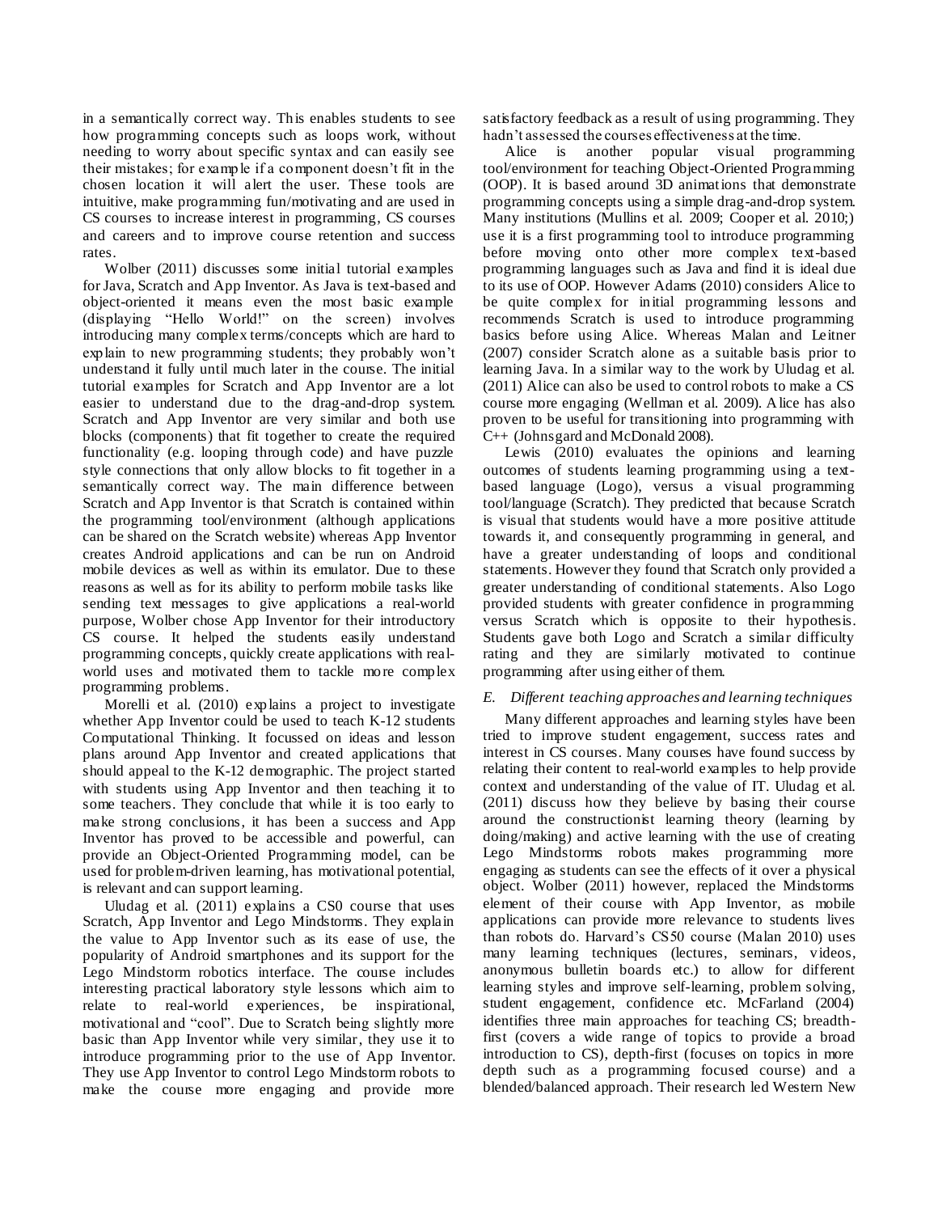in a semantically correct way. This enables students to see how programming concepts such as loops work, without needing to worry about specific syntax and can easily see their mistakes; for example if a component doesn't fit in the chosen location it will alert the user. These tools are intuitive, make programming fun/motivating and are used in CS courses to increase interest in programming, CS courses and careers and to improve course retention and success rates.

Wolber (2011) discusses some initial tutorial examples for Java, Scratch and App Inventor. As Java is text-based and object-oriented it means even the most basic example (displaying "Hello World!" on the screen) involves introducing many complex terms/concepts which are hard to explain to new programming students; they probably won't understand it fully until much later in the course. The initial tutorial examples for Scratch and App Inventor are a lot easier to understand due to the drag-and-drop system. Scratch and App Inventor are very similar and both use blocks (components) that fit together to create the required functionality (e.g. looping through code) and have puzzle style connections that only allow blocks to fit together in a semantically correct way. The main difference between Scratch and App Inventor is that Scratch is contained within the programming tool/environment (although applications can be shared on the Scratch website) whereas App Inventor creates Android applications and can be run on Android mobile devices as well as within its emulator. Due to these reasons as well as for its ability to perform mobile tasks like sending text messages to give applications a real-world purpose, Wolber chose App Inventor for their introductory CS course. It helped the students easily understand programming concepts, quickly create applications with real-world uses and motivated them to tackle more complex programming problems.

Morelli et al. (2010) explains a project to investigate whether App Inventor could be used to teach K-12 students Computational Thinking. It focussed on ideas and lesson plans around App Inventor and created applications that should appeal to the K-12 demographic. The project started with students using App Inventor and then teaching it to some teachers. They conclude that while it is too early to make strong conclusions, it has been a success and App Inventor has proved to be accessible and powerful, can provide an Object-Oriented Programming model, can be used for problem-driven learning, has motivational potential, is relevant and can support learning.

Uludag et al. (2011) explains a CS0 course that uses Scratch, App Inventor and Lego Mindstorms. They explain the value to App Inventor such as its ease of use, the popularity of Android smartphones and its support for the Lego Mindstorm robotics interface. The course includes interesting practical laboratory style lessons which aim to relate to real-world experiences, be inspirational, motivational and "cool". Due to Scratch being slightly more basic than App Inventor while very similar, they use it to introduce programming prior to the use of App Inventor. They use App Inventor to control Lego Mindstorm robots to make the course more engaging and provide more satisfactory feedback as a result of using programming. They hadn't assessed the courses effectiveness at the time.

Alice is another popular visual programming tool/environment for teaching Object-Oriented Programming (OOP). It is based around 3D animations that demonstrate programming concepts using a simple drag-and-drop system. Many institutions (Mullins et al. 2009; Cooper et al. 2010;) use it is a first programming tool to introduce programming before moving onto other more complex text-based programming languages such as Java and find it is ideal due to its use of OOP. However Adams (2010) considers Alice to be quite complex for initial programming lessons and recommends Scratch is used to introduce programming basics before using Alice. Whereas Malan and Leitner (2007) consider Scratch alone as a suitable basis prior to learning Java. In a similar way to the work by Uludag et al. (2011) Alice can also be used to control robots to make a CS course more engaging (Wellman et al. 2009). Alice has also proven to be useful for transitioning into programming with C++ (Johnsgard and McDonald 2008).

Lewis (2010) evaluates the opinions and learning outcomes of students learning programming using a text-based language (Logo), versus a visual programming tool/language (Scratch). They predicted that because Scratch is visual that students would have a more positive attitude towards it, and consequently programming in general, and have a greater understanding of loops and conditional statements. However they found that Scratch only provided a greater understanding of conditional statements. Also Logo provided students with greater confidence in programming versus Scratch which is opposite to their hypothesis. Students gave both Logo and Scratch a similar difficulty rating and they are similarly motivated to continue programming after using either of them.

### *E. Different teaching approaches and learning techniques*

Many different approaches and learning styles have been tried to improve student engagement, success rates and interest in CS courses. Many courses have found success by relating their content to real-world examples to help provide context and understanding of the value of IT. Uludag et al. (2011) discuss how they believe by basing their course around the constructionist learning theory (learning by doing/making) and active learning with the use of creating Lego Mindstorms robots makes programming more engaging as students can see the effects of it over a physical object. Wolber (2011) however, replaced the Mindstorms element of their course with App Inventor, as mobile applications can provide more relevance to students lives than robots do. Harvard's CS50 course (Malan 2010) uses many learning techniques (lectures, seminars, videos, anonymous bulletin boards etc.) to allow for different learning styles and improve self-learning, problem solving, student engagement, confidence etc. McFarland (2004) identifies three main approaches for teaching CS; breadth-first (covers a wide range of topics to provide a broad introduction to CS), depth-first (focuses on topics in more depth such as a programming focused course) and a blended/balanced approach. Their research led Western New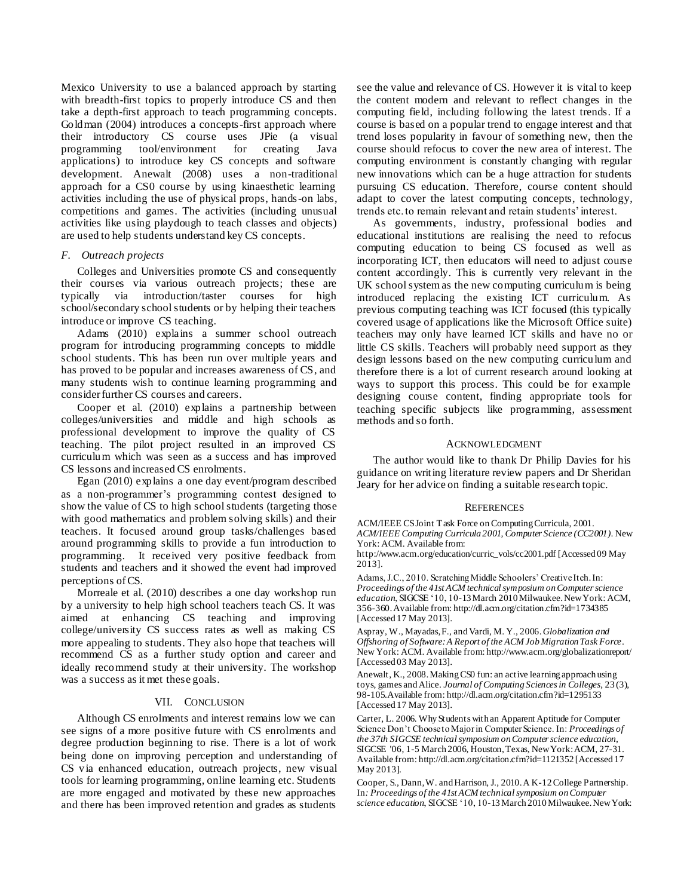Mexico University to use a balanced approach by starting with breadth-first topics to properly introduce CS and then take a depth-first approach to teach programming concepts. Goldman (2004) introduces a concepts-first approach where their introductory CS course uses JPie (a visual programming tool/environment for creating Java applications) to introduce key CS concepts and software development. Anewalt (2008) uses a non-traditional approach for a CS0 course by using kinaesthetic learning activities including the use of physical props, hands-on labs, competitions and games. The activities (including unusual activities like using playdough to teach classes and objects) are used to help students understand key CS concepts.

### *F. Outreach projects*

Colleges and Universities promote CS and consequently their courses via various outreach projects; these are typically via introduction/taster courses for high school/secondary school students or by helping their teachers introduce or improve CS teaching.

Adams (2010) explains a summer school outreach program for introducing programming concepts to middle school students. This has been run over multiple years and has proved to be popular and increases awareness of CS, and many students wish to continue learning programming and consider further CS courses and careers.

Cooper et al. (2010) explains a partnership between colleges/universities and middle and high schools as professional development to improve the quality of CS teaching. The pilot project resulted in an improved CS curriculum which was seen as a success and has improved CS lessons and increased CS enrolments.

Egan (2010) explains a one day event/program described as a non-programmer's programming contest designed to show the value of CS to high school students (targeting those with good mathematics and problem solving skills) and their teachers. It focused around group tasks/challenges based around programming skills to provide a fun introduction to programming. It received very positive feedback from students and teachers and it showed the event had improved perceptions of CS.

Morreale et al. (2010) describes a one day workshop run by a university to help high school teachers teach CS. It was aimed at enhancing CS teaching and improving college/university CS success rates as well as making CS more appealing to students. They also hope that teachers will recommend CS as a further study option and career and ideally recommend study at their university. The workshop was a success as it met these goals.

## VII. CONCLUSION

Although CS enrolments and interest remains low we can see signs of a more positive future with CS enrolments and degree production beginning to rise. There is a lot of work being done on improving perception and understanding of CS via enhanced education, outreach projects, new visual tools for learning programming, online learning etc. Students are more engaged and motivated by these new approaches and there has been improved retention and grades as students see the value and relevance of CS. However it is vital to keep the content modern and relevant to reflect changes in the computing field, including following the latest trends. If a course is based on a popular trend to engage interest and that trend loses popularity in favour of something new, then the course should refocus to cover the new area of interest. The computing environment is constantly changing with regular new innovations which can be a huge attraction for students pursuing CS education. Therefore, course content should adapt to cover the latest computing concepts, technology, trends etc. to remain relevant and retain students' interest.

As governments, industry, professional bodies and educational institutions are realising the need to refocus computing education to being CS focused as well as incorporating ICT, then educators will need to adjust course content accordingly. This is currently very relevant in the UK school system as the new computing curriculum is being introduced replacing the existing ICT curriculum. As previous computing teaching was ICT focused (this typically covered usage of applications like the Microsoft Office suite) teachers may only have learned ICT skills and have no or little CS skills. Teachers will probably need support as they design lessons based on the new computing curriculum and therefore there is a lot of current research around looking at ways to support this process. This could be for example designing course content, finding appropriate tools for teaching specific subjects like programming, assessment methods and so forth.

## ACKNOWLEDGMENT

The author would like to thank Dr Philip Davies for his guidance on writing literature review papers and Dr Sheridan Jeary for her advice on finding a suitable research topic.

## REFERENCES

ACM/IEEE CS Joint Task Force on Computing Curricula, 2001. *ACM/IEEE Computing Curricula 2001, Computer Science (CC2001)*. New York: ACM. Available from: http://www.acm.org/education/curric_vols/cc2001.pdf [Accessed 09 May 2013].

Adams, J.C., 2010. Scratching Middle Schoolers' Creative Itch. In: *Proceedings of the 41st ACM technical symposium on Computer science education*, SIGCSE '10, 10-13 March 2010 Milwaukee. New York: ACM, 356-360. Available from: http://dl.acm.org/citation.cfm?id=1734385 [Accessed 17 May 2013].

Aspray, W., Mayadas, F., and Vardi, M. Y., 2006. *Globalization and Offshoring of Software: A Report of the ACM Job Migration Task Force*. New York: ACM. Available from: http://www.acm.org/globalizationreport/ [Accessed 03 May 2013].

Anewalt, K., 2008. Making CS0 fun: an active learning approach using toys, games and Alice. *Journal of Computing Sciences in Colleges*, 23(3), 98-105. Available from: http://dl.acm.org/citation.cfm?id=1295133 [Accessed 17 May 2013].

Carter, L. 2006. Why Students with an Apparent Aptitude for Computer Science Don't Choose to Major in Computer Science. In: *Proceedings of the 37th SIGCSE technical symposium on Computer science education*, SIGCSE '06, 1-5 March 2006, Houston, Texas, New York: ACM, 27-31. Available from: http://dl.acm.org/citation.cfm?id=1121352 [Accessed 17 May 2013].

Cooper, S., Dann, W. and Harrison, J., 2010. A K-12 College Partnership. In*: Proceedings of the 41st ACM technical symposium on Computer science education*, SIGCSE '10, 10-13 March 2010 Milwaukee. New York: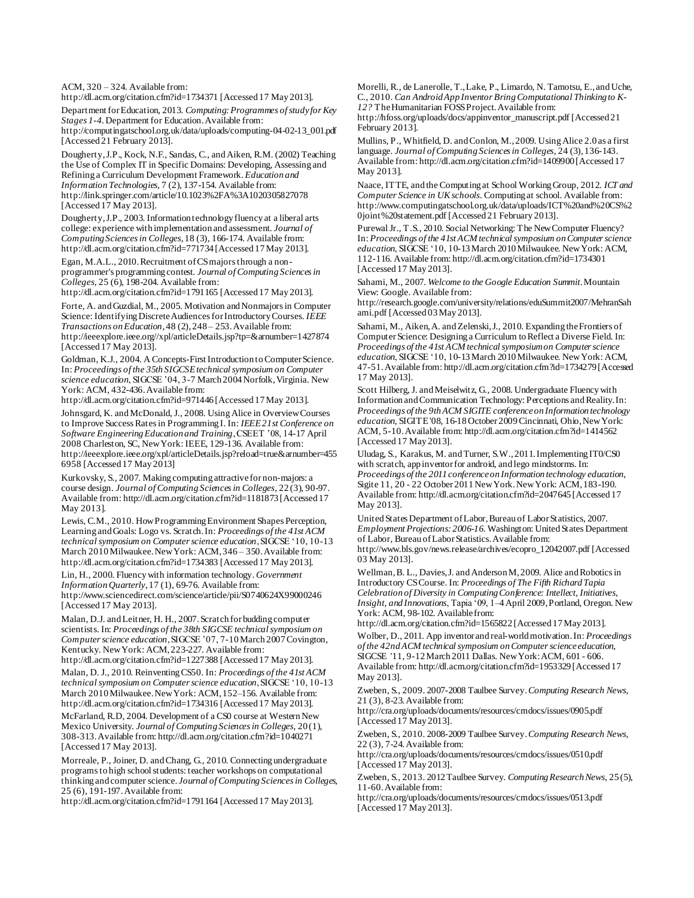ACM, 320 – 324. Available from: http://dl.acm.org/citation.cfm?id=1734371 [Accessed 17 May 2013].

Department for Education, 2013. *Computing: Programmes of study for Key Stages 1-4*. Department for Education. Available from: http://computingatschool.org.uk/data/uploads/computing-04-02-13_001.pdf [Accessed 21 February 2013].

Dougherty, J.P., Kock, N.F., Sandas, C., and Aiken, R.M. (2002) Teaching the Use of Complex IT in Specific Domains: Developing, Assessing and Refining a Curriculum Development Framework. *Education and Information Technologies*, 7 (2), 137-154. Available from: http://link.springer.com/article/10.1023%2FA%3A1020305827078 [Accessed 17 May 2013].

Dougherty, J.P., 2003. Information technology fluency at a liberal arts college: experience with implementation and assessment. *Journal of Computing Sciences in Colleges*, 18 (3), 166-174. Available from: http://dl.acm.org/citation.cfm?id=771734 [Accessed 17 May 2013].

Egan, M.A.L., 2010. Recruitment of CS majors through a non-programmer's programming contest. *Journal of Computing Sciences in Colleges*, 25 (6), 198-204. Available from: http://dl.acm.org/citation.cfm?id=1791165 [Accessed 17 May 2013].

Forte, A. and Guzdial, M., 2005. Motivation and Nonmajors in Computer Science: Identifying Discrete Audiences for Introductory Courses. *IEEE Transactions on Education*, 48 (2), 248 – 253. Available from: http://ieeexplore.ieee.org//xpl/articleDetails.jsp?tp=&arnumber=1427874 [Accessed 17 May 2013].

Goldman, K.J., 2004. A Concepts-First Introduction to Computer Science. In: *Proceedings of the 35th SIGCSE technical symposium on Computer science education*, SIGCSE '04, 3-7 March 2004 Norfolk, Virginia. New York: ACM, 432-436. Available from: http://dl.acm.org/citation.cfm?id=971446 [Accessed 17 May 2013].

Johnsgard, K. and McDonald, J., 2008. Using Alice in Overview Courses to Improve Success Rates in Programming I. In: *IEEE 21st Conference on Software Engineering Education and Training*, CSEET '08, 14-17 April 2008 Charleston, SC, New York: IEEE, 129-136. Available from: http://ieeexplore.ieee.org/xpl/articleDetails.jsp?reload=true&arnumber=4556958 [Accessed 17 May 2013]

Kurkovsky, S., 2007. Making computing attractive for non-majors: a course design. *Journal of Computing Sciences in Colleges*, 22 (3), 90-97. Available from: http://dl.acm.org/citation.cfm?id=1181873 [Accessed 17 May 2013].

Lewis, C.M., 2010. How Programming Environment Shapes Perception, Learning and Goals: Logo vs. Scratch. In: *Proceedings of the 41st ACM technical symposium on Computer science education*, SIGCSE '10, 10-13 March 2010 Milwaukee. New York: ACM, 346 – 350. Available from: http://dl.acm.org/citation.cfm?id=1734383 [Accessed 17 May 2013].

Lin, H., 2000. Fluency with information technology. *Government Information Quarterly*, 17 (1), 69-76. Available from: http://www.sciencedirect.com/science/article/pii/S0740624X99000246 [Accessed 17 May 2013].

Malan, D.J. and Leitner, H. H., 2007. Scratch for budding computer scientists. In: *Proceedings of the 38th SIGCSE technical symposium on Computer science education*, SIGCSE '07, 7-10 March 2007 Covington, Kentucky. New York: ACM, 223-227. Available from: http://dl.acm.org/citation.cfm?id=1227388 [Accessed 17 May 2013].

Malan, D. J., 2010. Reinventing CS50. In: *Proceedings of the 41st ACM technical symposium on Computer science education*, SIGCSE '10, 10-13 March 2010 Milwaukee. New York: ACM, 152–156. Available from: http://dl.acm.org/citation.cfm?id=1734316 [Accessed 17 May 2013].

McFarland, R.D, 2004. Development of a CS0 course at Western New Mexico University. *Journal of Computing Sciences in Colleges*, 20 (1), 308-313. Available from: http://dl.acm.org/citation.cfm?id=1040271 [Accessed 17 May 2013].

Morreale, P., Joiner, D. and Chang, G., 2010. Connecting undergraduate programs to high school students: teacher workshops on computational thinking and computer science. *Journal of Computing Sciences in Colleges*, 25 (6), 191-197. Available from: http://dl.acm.org/citation.cfm?id=1791164 [Accessed 17 May 2013].

Morelli, R., de Lanerolle, T., Lake, P., Limardo, N. Tamotsu, E., and Uche, C., 2010. *Can Android App Inventor Bring Computational Thinking to K-12?* The Humanitarian FOSS Project. Available from: http://hfoss.org/uploads/docs/appinventor_manuscript.pdf [Accessed 21 February 2013].

Mullins, P., Whitfield, D. and Conlon, M., 2009. Using Alice 2.0 as a first language. *Journal of Computing Sciences in Colleges*, 24 (3), 136-143. Available from: http://dl.acm.org/citation.cfm?id=1409900 [Accessed 17 May 2013].

Naace, ITTE, and the Computing at School Working Group, 2012. *ICT and Computer Science in UK schools*. Computing at school. Available from: http://www.computingatschool.org.uk/data/uploads/ICT%20and%20CS%20joint%20statement.pdf [Accessed 21 February 2013].

Purewal Jr., T.S., 2010. Social Networking: The New Computer Fluency? In: *Proceedings of the 41st ACM technical symposium on Computer science education*, SIGCSE '10, 10-13 March 2010 Milwaukee. New York: ACM, 112-116. Available from: http://dl.acm.org/citation.cfm?id=1734301 [Accessed 17 May 2013].

Sahami, M., 2007. *Welcome to the Google Education Summit*. Mountain View: Google. Available from: http://research.google.com/university/relations/eduSummit2007/MehranSahami.pdf [Accessed 03 May 2013].

Sahami, M., Aiken, A. and Zelenski, J., 2010. Expanding the Frontiers of Computer Science: Designing a Curriculum to Reflect a Diverse Field. In: *Proceedings of the 41st ACM technical symposium on Computer science education*, SIGCSE '10, 10-13 March 2010 Milwaukee. New York: ACM, 47-51. Available from: http://dl.acm.org/citation.cfm?id=1734279 [Accessed 17 May 2013].

Scott Hilberg, J. and Meiselwitz, G., 2008. Undergraduate Fluency with Information and Communication Technology: Perceptions and Reality. In: *Proceedings of the 9th ACM SIGITE conference on Information technology education*, SIGITE'08, 16-18 October 2009 Cincinnati, Ohio, New York: ACM, 5-10. Available from: http://dl.acm.org/citation.cfm?id=1414562 [Accessed 17 May 2013].

Uludag, S., Karakus, M. and Turner, S.W., 2011. Implementing IT0/CS0 with scratch, app inventor for android, and lego mindstorms. In: *Proceedings of the 2011 conference on Information technology education*, Sigite 11, 20 - 22 October 2011 New York. New York: ACM, 183-190. Available from: http://dl.acm.org/citation.cfm?id=2047645 [Accessed 17 May 2013].

United States Department of Labor, Bureau of Labor Statistics, 2007. *Employment Projections: 2006-16*. Washington: United States Department of Labor, Bureau of Labor Statistics. Available from: http://www.bls.gov/news.release/archives/ecopro_12042007.pdf [Accessed 03 May 2013].

Wellman, B. L., Davies, J. and Anderson M, 2009. Alice and Robotics in Introductory CS Course. In: *Proceedings of The Fifth Richard Tapia Celebration of Diversity in Computing Conference: Intellect, Initiatives, Insight, and Innovations*, Tapia '09, 1–4 April 2009, Portland, Oregon. New York: ACM, 98-102. Available from: http://dl.acm.org/citation.cfm?id=1565822 [Accessed 17 May 2013].

Wolber, D., 2011. App inventor and real-world motivation. In: *Proceedings of the 42nd ACM technical symposium on Computer science education*, SIGCSE '11, 9-12 March 2011 Dallas. New York: ACM, 601 - 606. Available from: http://dl.acm.org/citation.cfm?id=1953329 [Accessed 17 May 2013].

Zweben, S., 2009. 2007-2008 Taulbee Survey. *Computing Research News*, 21 (3), 8-23. Available from: http://cra.org/uploads/documents/resources/crndocs/issues/0905.pdf [Accessed 17 May 2013].

Zweben, S., 2010. 2008-2009 Taulbee Survey. *Computing Research News*, 22 (3), 7-24. Available from: http://cra.org/uploads/documents/resources/crndocs/issues/0510.pdf [Accessed 17 May 2013].

Zweben, S., 2013. 2012 Taulbee Survey. *Computing Research News*, 25 (5), 11-60. Available from: http://cra.org/uploads/documents/resources/crndocs/issues/0513.pdf [Accessed 17 May 2013].